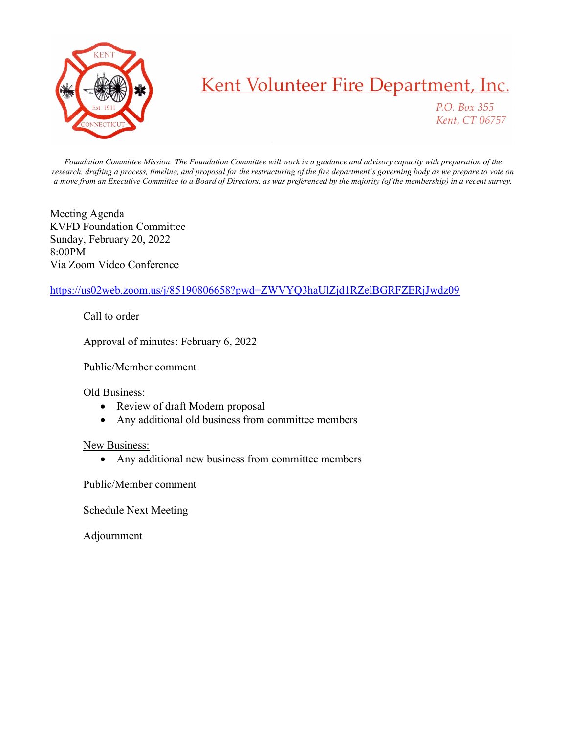# Kent Volunteer Fire Department, Inc.

*P.O. Box 355*
*Kent, CT 06757*

*Foundation Committee Mission: The Foundation Committee will work in a guidance and advisory capacity with preparation of the research, drafting a process, timeline, and proposal for the restructuring of the fire department's governing body as we prepare to vote on a move from an Executive Committee to a Board of Directors, as was preferenced by the majority (of the membership) in a recent survey.*

Meeting Agenda
KVFD Foundation Committee
Sunday, February 20, 2022
8:00PM
Via Zoom Video Conference

https://us02web.zoom.us/j/85190806658?pwd=ZWVYQ3haUlZjd1RZelBGRFZERjJwdz09

Call to order

Approval of minutes: February 6, 2022

Public/Member comment

Old Business:

- Review of draft Modern proposal
- Any additional old business from committee members

New Business:

- Any additional new business from committee members

Public/Member comment

Schedule Next Meeting

Adjournment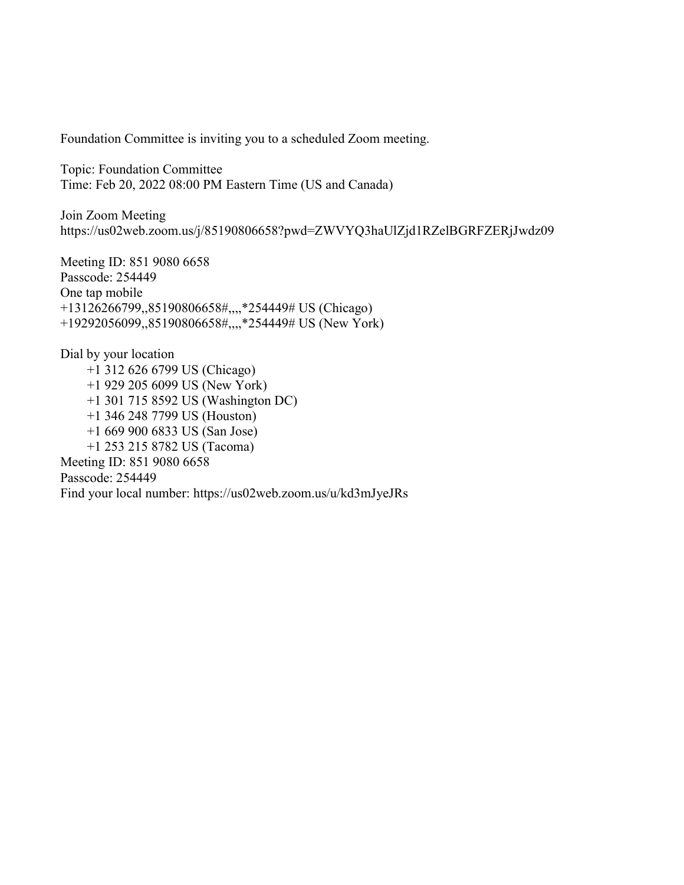Foundation Committee is inviting you to a scheduled Zoom meeting.

Topic: Foundation Committee
Time: Feb 20, 2022 08:00 PM Eastern Time (US and Canada)

Join Zoom Meeting
https://us02web.zoom.us/j/85190806658?pwd=ZWVYQ3haUlZjd1RZelBGRFZERjJwdz09

Meeting ID: 851 9080 6658
Passcode: 254449
One tap mobile
+13126266799,,85190806658#,,,,*254449# US (Chicago)
+19292056099,,85190806658#,,,,*254449# US (New York)

Dial by your location
+1 312 626 6799 US (Chicago)
+1 929 205 6099 US (New York)
+1 301 715 8592 US (Washington DC)
+1 346 248 7799 US (Houston)
+1 669 900 6833 US (San Jose)
+1 253 215 8782 US (Tacoma)
Meeting ID: 851 9080 6658
Passcode: 254449
Find your local number: https://us02web.zoom.us/u/kd3mJyeJRs